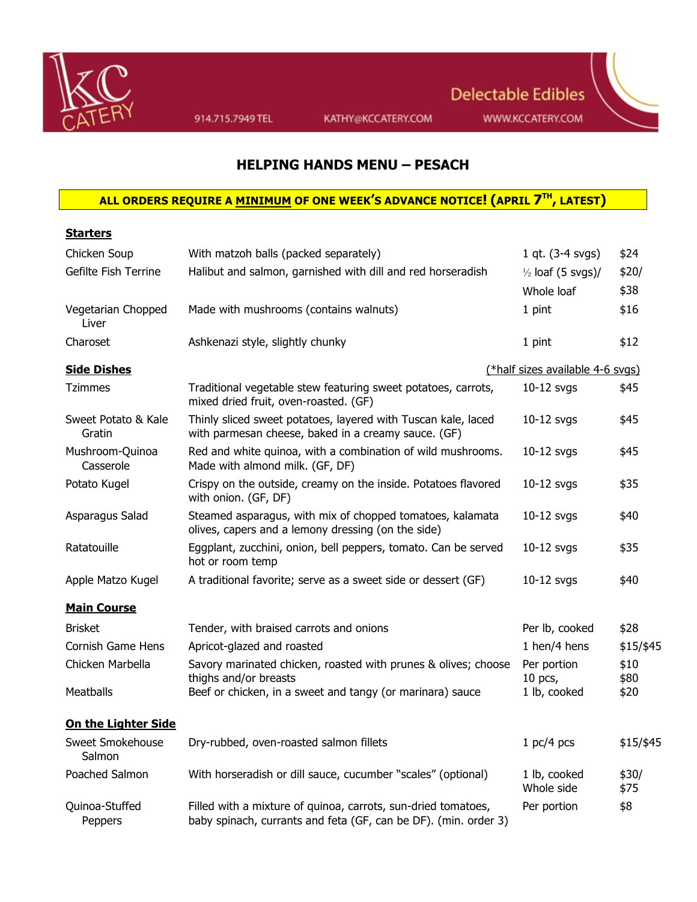KC CATERY

914.715.7949 TEL    KATHY@KCCATERY.COM    WWW.KCCATERY.COM

Delectable Edibles

# HELPING HANDS MENU – PESACH

**ALL ORDERS REQUIRE A MINIMUM OF ONE WEEK'S ADVANCE NOTICE! (APRIL 7TH, LATEST)**

## Starters

| | | | |
|---|---|---|---|
| Chicken Soup | With matzoh balls (packed separately) | 1 qt. (3-4 svgs) | $24 |
| Gefilte Fish Terrine | Halibut and salmon, garnished with dill and red horseradish | ½ loaf (5 svgs)/ Whole loaf | $20/ $38 |
| Vegetarian Chopped Liver | Made with mushrooms (contains walnuts) | 1 pint | $16 |
| Charoset | Ashkenazi style, slightly chunky | 1 pint | $12 |

## Side Dishes

(*half sizes available 4-6 svgs)

| | | | |
|---|---|---|---|
| Tzimmes | Traditional vegetable stew featuring sweet potatoes, carrots, mixed dried fruit, oven-roasted. (GF) | 10-12 svgs | $45 |
| Sweet Potato & Kale Gratin | Thinly sliced sweet potatoes, layered with Tuscan kale, laced with parmesan cheese, baked in a creamy sauce. (GF) | 10-12 svgs | $45 |
| Mushroom-Quinoa Casserole | Red and white quinoa, with a combination of wild mushrooms. Made with almond milk. (GF, DF) | 10-12 svgs | $45 |
| Potato Kugel | Crispy on the outside, creamy on the inside. Potatoes flavored with onion. (GF, DF) | 10-12 svgs | $35 |
| Asparagus Salad | Steamed asparagus, with mix of chopped tomatoes, kalamata olives, capers and a lemony dressing (on the side) | 10-12 svgs | $40 |
| Ratatouille | Eggplant, zucchini, onion, bell peppers, tomato. Can be served hot or room temp | 10-12 svgs | $35 |
| Apple Matzo Kugel | A traditional favorite; serve as a sweet side or dessert (GF) | 10-12 svgs | $40 |

## Main Course

| | | | |
|---|---|---|---|
| Brisket | Tender, with braised carrots and onions | Per lb, cooked | $28 |
| Cornish Game Hens | Apricot-glazed and roasted | 1 hen/4 hens | $15/$45 |
| Chicken Marbella | Savory marinated chicken, roasted with prunes & olives; choose thighs and/or breasts | Per portion 10 pcs, | $10 $80 |
| Meatballs | Beef or chicken, in a sweet and tangy (or marinara) sauce | 1 lb, cooked | $20 |

## On the Lighter Side

| | | | |
|---|---|---|---|
| Sweet Smokehouse Salmon | Dry-rubbed, oven-roasted salmon fillets | 1 pc/4 pcs | $15/$45 |
| Poached Salmon | With horseradish or dill sauce, cucumber "scales" (optional) | 1 lb, cooked Whole side | $30/ $75 |
| Quinoa-Stuffed Peppers | Filled with a mixture of quinoa, carrots, sun-dried tomatoes, baby spinach, currants and feta (GF, can be DF). (min. order 3) | Per portion | $8 |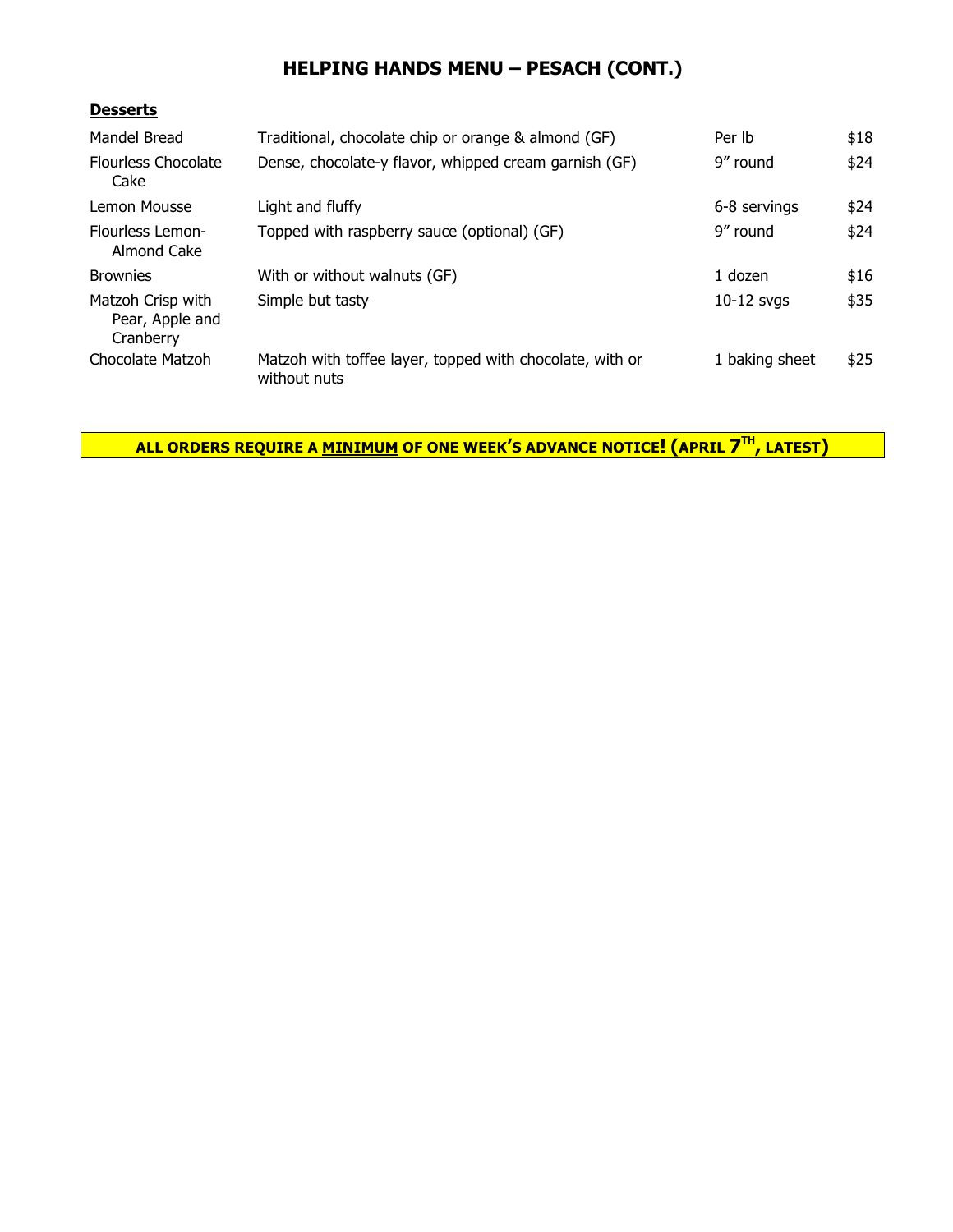# HELPING HANDS MENU – PESACH (CONT.)

**Desserts**

| | | | |
|---|---|---|---|
| Mandel Bread | Traditional, chocolate chip or orange & almond (GF) | Per lb | $18 |
| Flourless Chocolate Cake | Dense, chocolate-y flavor, whipped cream garnish (GF) | 9” round | $24 |
| Lemon Mousse | Light and fluffy | 6-8 servings | $24 |
| Flourless Lemon-Almond Cake | Topped with raspberry sauce (optional) (GF) | 9” round | $24 |
| Brownies | With or without walnuts (GF) | 1 dozen | $16 |
| Matzoh Crisp with Pear, Apple and Cranberry | Simple but tasty | 10-12 svgs | $35 |
| Chocolate Matzoh | Matzoh with toffee layer, topped with chocolate, with or without nuts | 1 baking sheet | $25 |

**ALL ORDERS REQUIRE A MINIMUM OF ONE WEEK’S ADVANCE NOTICE! (APRIL 7TH, LATEST)**